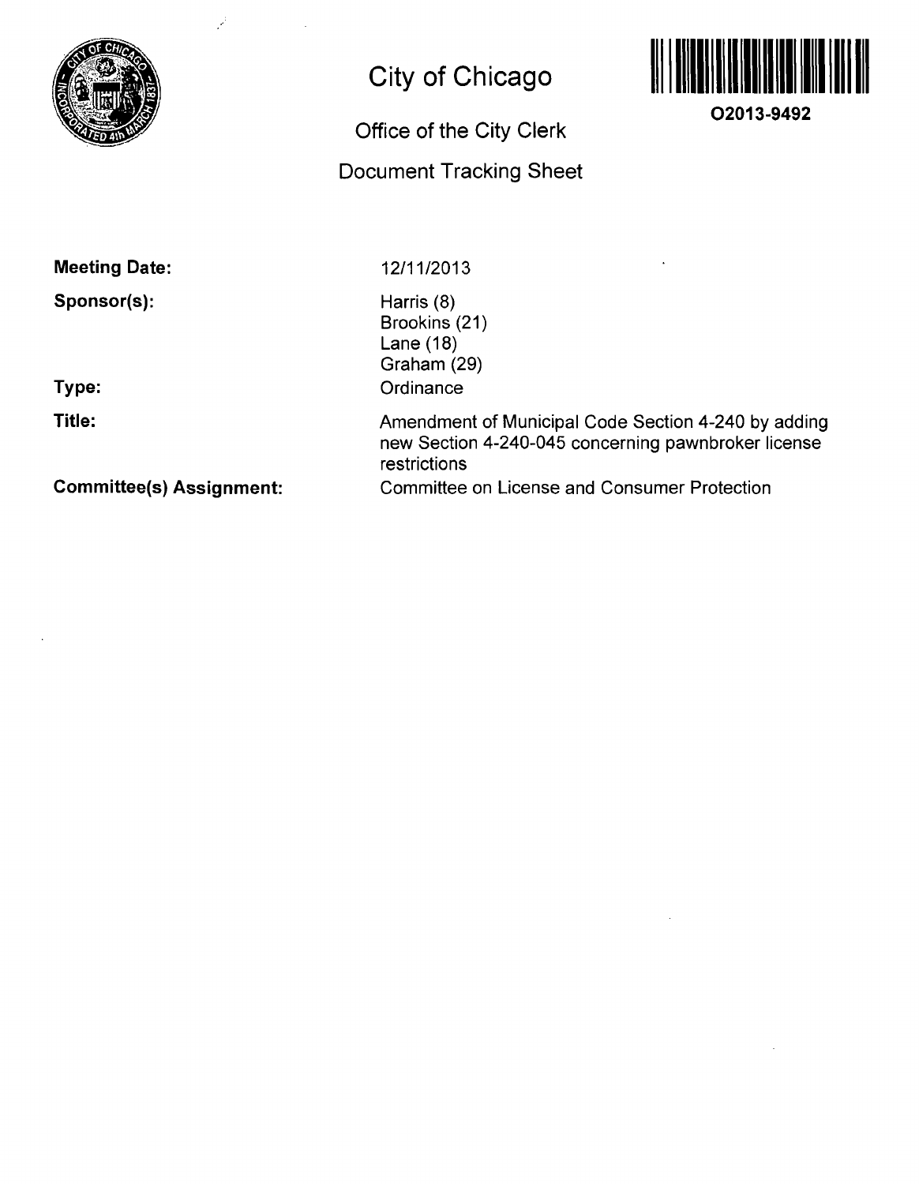# City of Chicago

## Office of the City Clerk

## Document Tracking Sheet

O2013-9492

**Meeting Date:** 12/11/2013

**Sponsor(s):** Harris (8)
Brookins (21)
Lane (18)
Graham (29)

**Type:** Ordinance

**Title:** Amendment of Municipal Code Section 4-240 by adding new Section 4-240-045 concerning pawnbroker license restrictions

**Committee(s) Assignment:** Committee on License and Consumer Protection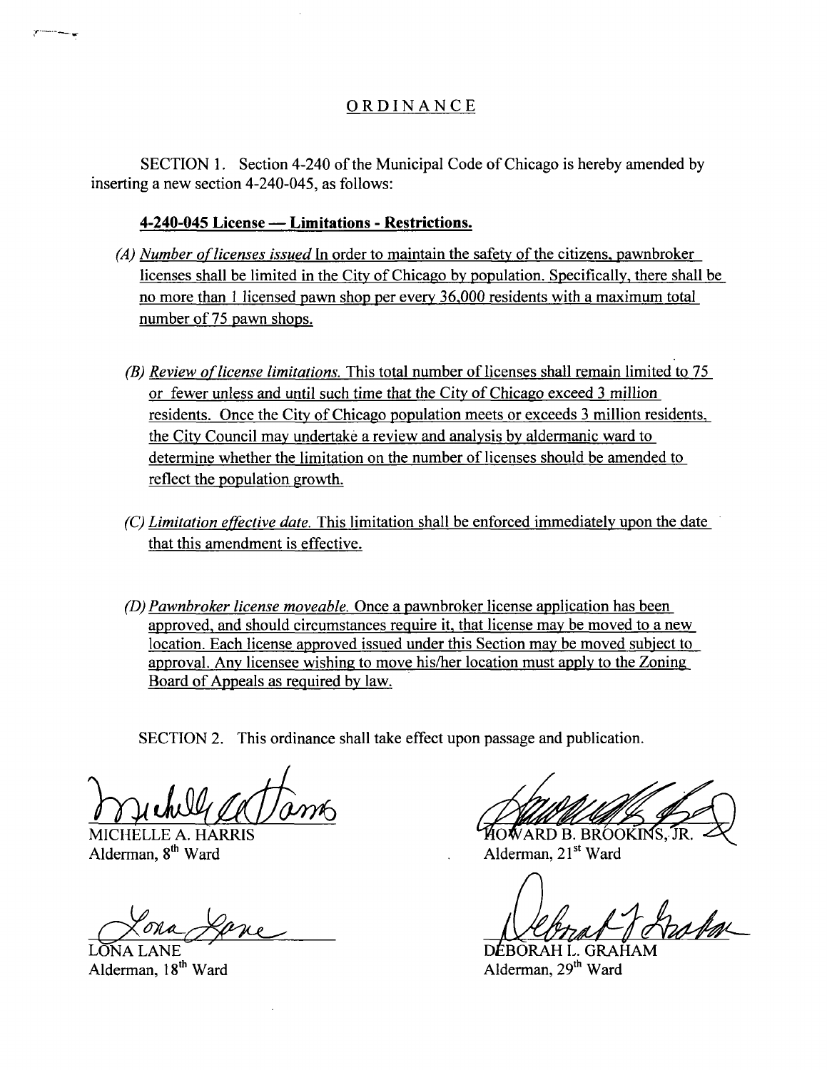# ORDINANCE

SECTION 1. Section 4-240 of the Municipal Code of Chicago is hereby amended by inserting a new section 4-240-045, as follows:

**4-240-045 License — Limitations - Restrictions.**

(A) *Number of licenses issued* In order to maintain the safety of the citizens, pawnbroker licenses shall be limited in the City of Chicago by population. Specifically, there shall be no more than 1 licensed pawn shop per every 36,000 residents with a maximum total number of 75 pawn shops.

(B) *Review of license limitations.* This total number of licenses shall remain limited to 75 or fewer unless and until such time that the City of Chicago exceed 3 million residents. Once the City of Chicago population meets or exceeds 3 million residents, the City Council may undertake a review and analysis by aldermanic ward to determine whether the limitation on the number of licenses should be amended to reflect the population growth.

(C) *Limitation effective date.* This limitation shall be enforced immediately upon the date that this amendment is effective.

(D) *Pawnbroker license moveable.* Once a pawnbroker license application has been approved, and should circumstances require it, that license may be moved to a new location. Each license approved issued under this Section may be moved subject to approval. Any licensee wishing to move his/her location must apply to the Zoning Board of Appeals as required by law.

SECTION 2. This ordinance shall take effect upon passage and publication.

MICHELLE A. HARRIS
Alderman, 8th Ward

HOWARD B. BROOKINS, JR.
Alderman, 21st Ward

LONA LANE
Alderman, 18th Ward

DEBORAH L. GRAHAM
Alderman, 29th Ward